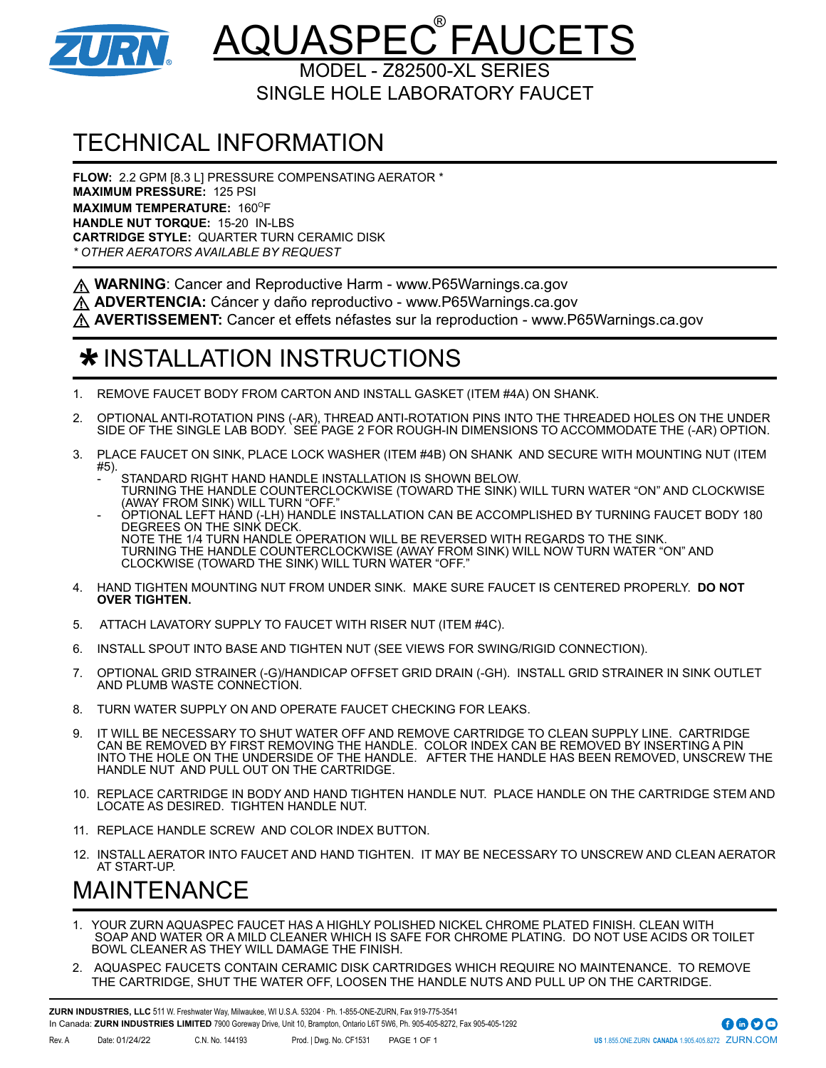ZURN

# AQUASPEC® FAUCETS

MODEL - Z82500-XL SERIES
SINGLE HOLE LABORATORY FAUCET

## TECHNICAL INFORMATION

**FLOW:** 2.2 GPM [8.3 L] PRESSURE COMPENSATING AERATOR *
**MAXIMUM PRESSURE:** 125 PSI
**MAXIMUM TEMPERATURE:** 160°F
**HANDLE NUT TORQUE:** 15-20 IN-LBS
**CARTRIDGE STYLE:** QUARTER TURN CERAMIC DISK
*\* OTHER AERATORS AVAILABLE BY REQUEST*

⚠ **WARNING**: Cancer and Reproductive Harm - www.P65Warnings.ca.gov
⚠ **ADVERTENCIA:** Cáncer y daño reproductivo - www.P65Warnings.ca.gov
⚠ **AVERTISSEMENT:** Cancer et effets néfastes sur la reproduction - www.P65Warnings.ca.gov

## ✱ INSTALLATION INSTRUCTIONS

1. REMOVE FAUCET BODY FROM CARTON AND INSTALL GASKET (ITEM #4A) ON SHANK.
2. OPTIONAL ANTI-ROTATION PINS (-AR), THREAD ANTI-ROTATION PINS INTO THE THREADED HOLES ON THE UNDER SIDE OF THE SINGLE LAB BODY. SEE PAGE 2 FOR ROUGH-IN DIMENSIONS TO ACCOMMODATE THE (-AR) OPTION.
3. PLACE FAUCET ON SINK, PLACE LOCK WASHER (ITEM #4B) ON SHANK AND SECURE WITH MOUNTING NUT (ITEM #5).
   - STANDARD RIGHT HAND HANDLE INSTALLATION IS SHOWN BELOW.
     TURNING THE HANDLE COUNTERCLOCKWISE (TOWARD THE SINK) WILL TURN WATER "ON" AND CLOCKWISE (AWAY FROM SINK) WILL TURN "OFF."
   - OPTIONAL LEFT HAND (-LH) HANDLE INSTALLATION CAN BE ACCOMPLISHED BY TURNING FAUCET BODY 180 DEGREES ON THE SINK DECK.
     NOTE THE 1/4 TURN HANDLE OPERATION WILL BE REVERSED WITH REGARDS TO THE SINK.
     TURNING THE HANDLE COUNTERCLOCKWISE (AWAY FROM SINK) WILL NOW TURN WATER "ON" AND CLOCKWISE (TOWARD THE SINK) WILL TURN WATER "OFF."
4. HAND TIGHTEN MOUNTING NUT FROM UNDER SINK. MAKE SURE FAUCET IS CENTERED PROPERLY. **DO NOT OVER TIGHTEN.**
5. ATTACH LAVATORY SUPPLY TO FAUCET WITH RISER NUT (ITEM #4C).
6. INSTALL SPOUT INTO BASE AND TIGHTEN NUT (SEE VIEWS FOR SWING/RIGID CONNECTION).
7. OPTIONAL GRID STRAINER (-G)/HANDICAP OFFSET GRID DRAIN (-GH). INSTALL GRID STRAINER IN SINK OUTLET AND PLUMB WASTE CONNECTION.
8. TURN WATER SUPPLY ON AND OPERATE FAUCET CHECKING FOR LEAKS.
9. IT WILL BE NECESSARY TO SHUT WATER OFF AND REMOVE CARTRIDGE TO CLEAN SUPPLY LINE. CARTRIDGE CAN BE REMOVED BY FIRST REMOVING THE HANDLE. COLOR INDEX CAN BE REMOVED BY INSERTING A PIN INTO THE HOLE ON THE UNDERSIDE OF THE HANDLE. AFTER THE HANDLE HAS BEEN REMOVED, UNSCREW THE HANDLE NUT AND PULL OUT ON THE CARTRIDGE.
10. REPLACE CARTRIDGE IN BODY AND HAND TIGHTEN HANDLE NUT. PLACE HANDLE ON THE CARTRIDGE STEM AND LOCATE AS DESIRED. TIGHTEN HANDLE NUT.
11. REPLACE HANDLE SCREW AND COLOR INDEX BUTTON.
12. INSTALL AERATOR INTO FAUCET AND HAND TIGHTEN. IT MAY BE NECESSARY TO UNSCREW AND CLEAN AERATOR AT START-UP.

## MAINTENANCE

1. YOUR ZURN AQUASPEC FAUCET HAS A HIGHLY POLISHED NICKEL CHROME PLATED FINISH. CLEAN WITH SOAP AND WATER OR A MILD CLEANER WHICH IS SAFE FOR CHROME PLATING. DO NOT USE ACIDS OR TOILET BOWL CLEANER AS THEY WILL DAMAGE THE FINISH.
2. AQUASPEC FAUCETS CONTAIN CERAMIC DISK CARTRIDGES WHICH REQUIRE NO MAINTENANCE. TO REMOVE THE CARTRIDGE, SHUT THE WATER OFF, LOOSEN THE HANDLE NUTS AND PULL UP ON THE CARTRIDGE.

**ZURN INDUSTRIES, LLC** 511 W. Freshwater Way, Milwaukee, WI U.S.A. 53204 · Ph. 1-855-ONE-ZURN, Fax 919-775-3541
In Canada: **ZURN INDUSTRIES LIMITED** 7900 Goreway Drive, Unit 10, Brampton, Ontario L6T 5W6, Ph. 905-405-8272, Fax 905-405-1292

Rev. A Date: 01/24/22 C.N. No. 144193 Prod. | Dwg. No. CF1531

US 1.855.ONE.ZURN CANADA 1.905.405.8272 ZURN.COM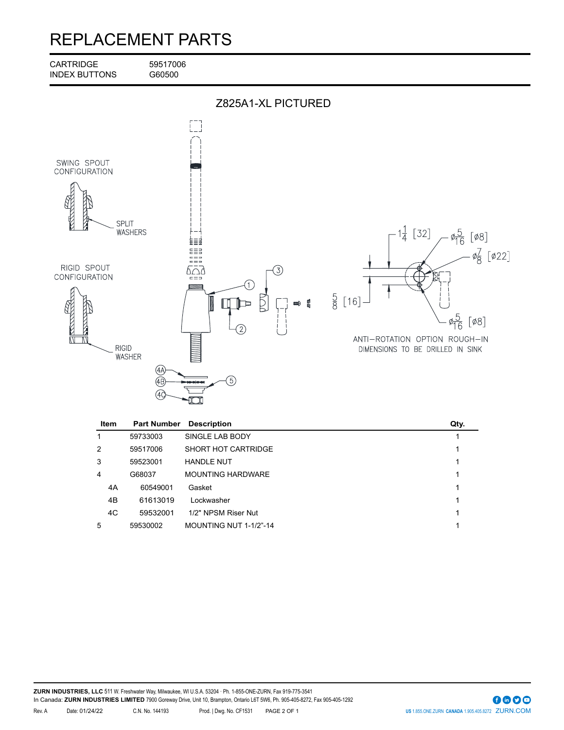# REPLACEMENT PARTS

| | |
|---|---|
| CARTRIDGE | 59517006 |
| INDEX BUTTONS | G60500 |

## Z825A1-XL PICTURED

SWING SPOUT CONFIGURATION

SPLIT WASHERS

RIGID SPOUT CONFIGURATION

RIGID WASHER

$1\frac{1}{4}$ [32]

$\phi\frac{5}{16}$ [ø8]

$\phi\frac{7}{8}$ [ø22]

$\frac{5}{8}$ [16]

$\phi\frac{5}{16}$ [ø8]

ANTI–ROTATION OPTION ROUGH–IN DIMENSIONS TO BE DRILLED IN SINK

| Item | Part Number | Description | Qty. |
|---|---|---|---|
| 1 | 59733003 | SINGLE LAB BODY | 1 |
| 2 | 59517006 | SHORT HOT CARTRIDGE | 1 |
| 3 | 59523001 | HANDLE NUT | 1 |
| 4 | G68037 | MOUNTING HARDWARE | 1 |
| 4A | 60549001 | Gasket | 1 |
| 4B | 61613019 | Lockwasher | 1 |
| 4C | 59532001 | 1/2" NPSM Riser Nut | 1 |
| 5 | 59530002 | MOUNTING NUT 1-1/2"-14 | 1 |

**ZURN INDUSTRIES, LLC** 511 W. Freshwater Way, Milwaukee, WI U.S.A. 53204 · Ph. 1-855-ONE-ZURN, Fax 919-775-3541
In Canada: **ZURN INDUSTRIES LIMITED** 7900 Goreway Drive, Unit 10, Brampton, Ontario L6T 5W6, Ph. 905-405-8272, Fax 905-405-1292

Rev. A Date: 01/24/22 C.N. No. 144193 Prod. | Dwg. No. CF1531

US 1.855.ONE.ZURN CANADA 1.905.405.8272 ZURN.COM